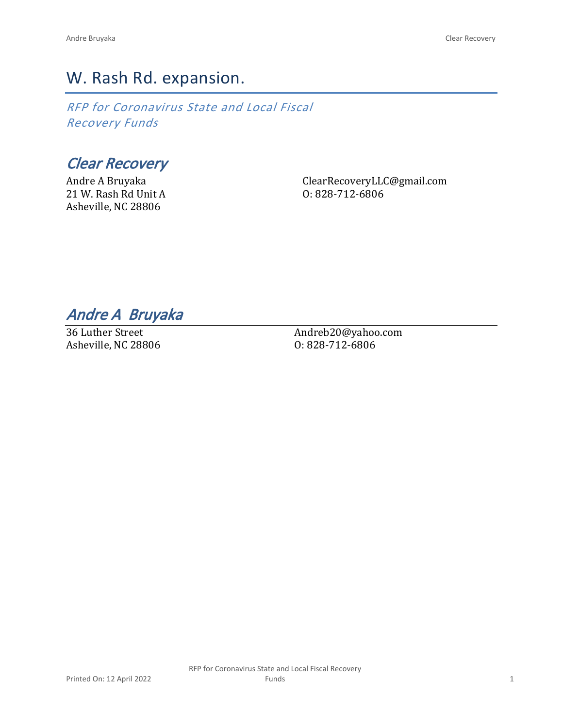# W. Rash Rd. expansion.

*RFP for Coronavirus State and Local Fiscal Recovery Funds*

## *Clear Recovery*

Andre A Bruyaka
21 W. Rash Rd Unit A
Asheville, NC 28806

ClearRecoveryLLC@gmail.com
O: 828-712-6806

## *Andre A Bruyaka*

36 Luther Street
Asheville, NC 28806

Andreb20@yahoo.com
O: 828-712-6806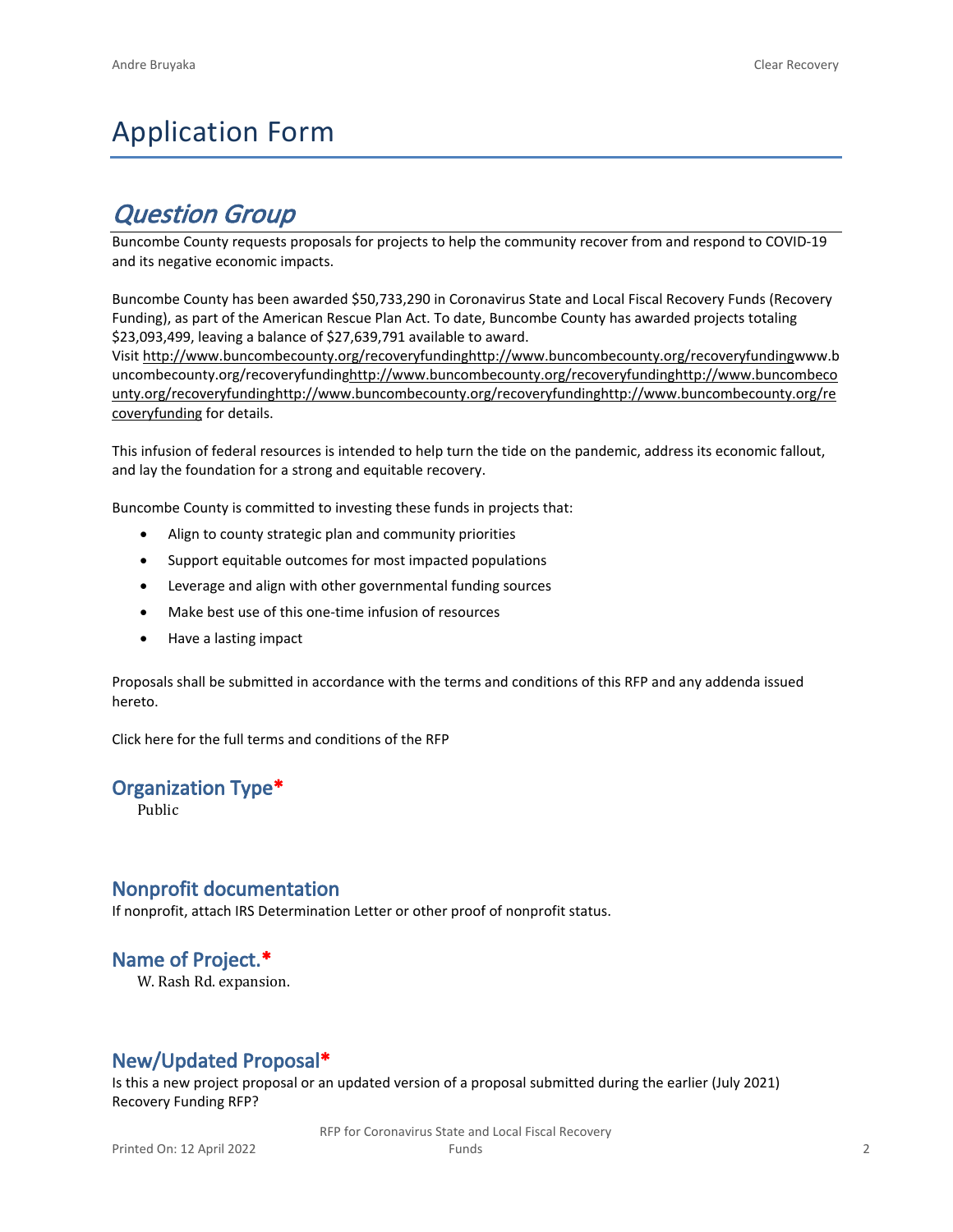# Application Form

## *Question Group*

Buncombe County requests proposals for projects to help the community recover from and respond to COVID-19 and its negative economic impacts.

Buncombe County has been awarded $50,733,290 in Coronavirus State and Local Fiscal Recovery Funds (Recovery Funding), as part of the American Rescue Plan Act. To date, Buncombe County has awarded projects totaling $23,093,499, leaving a balance of $27,639,791 available to award.

Visit http://www.buncombecounty.org/recoveryfundinghttp://www.buncombecounty.org/recoveryfundingwww.buncombecounty.org/recoveryfundinghttp://www.buncombecounty.org/recoveryfundinghttp://www.buncombecounty.org/recoveryfundinghttp://www.buncombecounty.org/recoveryfundinghttp://www.buncombecounty.org/recoveryfunding for details.

This infusion of federal resources is intended to help turn the tide on the pandemic, address its economic fallout, and lay the foundation for a strong and equitable recovery.

Buncombe County is committed to investing these funds in projects that:

- Align to county strategic plan and community priorities
- Support equitable outcomes for most impacted populations
- Leverage and align with other governmental funding sources
- Make best use of this one-time infusion of resources
- Have a lasting impact

Proposals shall be submitted in accordance with the terms and conditions of this RFP and any addenda issued hereto.

Click here for the full terms and conditions of the RFP

### Organization Type*

Public

### Nonprofit documentation

If nonprofit, attach IRS Determination Letter or other proof of nonprofit status.

### Name of Project.*

W. Rash Rd. expansion.

### New/Updated Proposal*

Is this a new project proposal or an updated version of a proposal submitted during the earlier (July 2021) Recovery Funding RFP?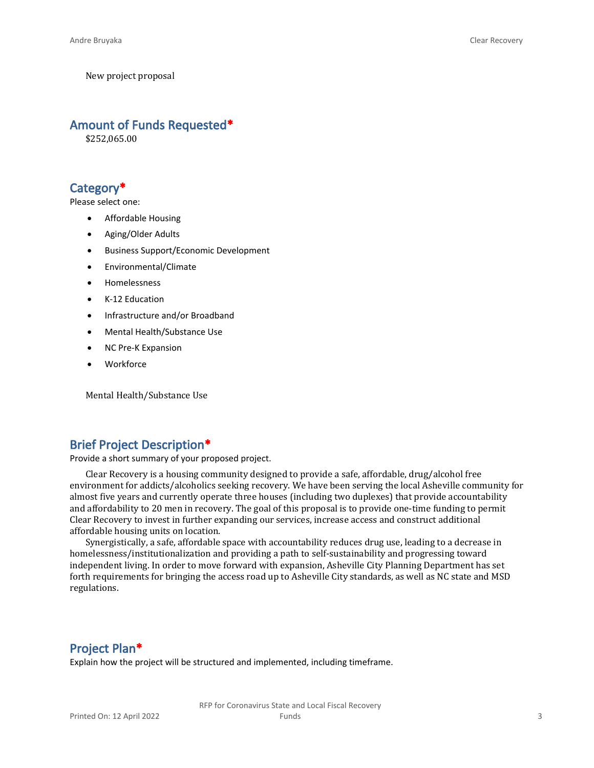New project proposal

## Amount of Funds Requested*

$252,065.00

## Category*

Please select one:

- Affordable Housing
- Aging/Older Adults
- Business Support/Economic Development
- Environmental/Climate
- Homelessness
- K-12 Education
- Infrastructure and/or Broadband
- Mental Health/Substance Use
- NC Pre-K Expansion
- Workforce

Mental Health/Substance Use

## Brief Project Description*

Provide a short summary of your proposed project.

Clear Recovery is a housing community designed to provide a safe, affordable, drug/alcohol free environment for addicts/alcoholics seeking recovery. We have been serving the local Asheville community for almost five years and currently operate three houses (including two duplexes) that provide accountability and affordability to 20 men in recovery. The goal of this proposal is to provide one-time funding to permit Clear Recovery to invest in further expanding our services, increase access and construct additional affordable housing units on location.

Synergistically, a safe, affordable space with accountability reduces drug use, leading to a decrease in homelessness/institutionalization and providing a path to self-sustainability and progressing toward independent living. In order to move forward with expansion, Asheville City Planning Department has set forth requirements for bringing the access road up to Asheville City standards, as well as NC state and MSD regulations.

## Project Plan*

Explain how the project will be structured and implemented, including timeframe.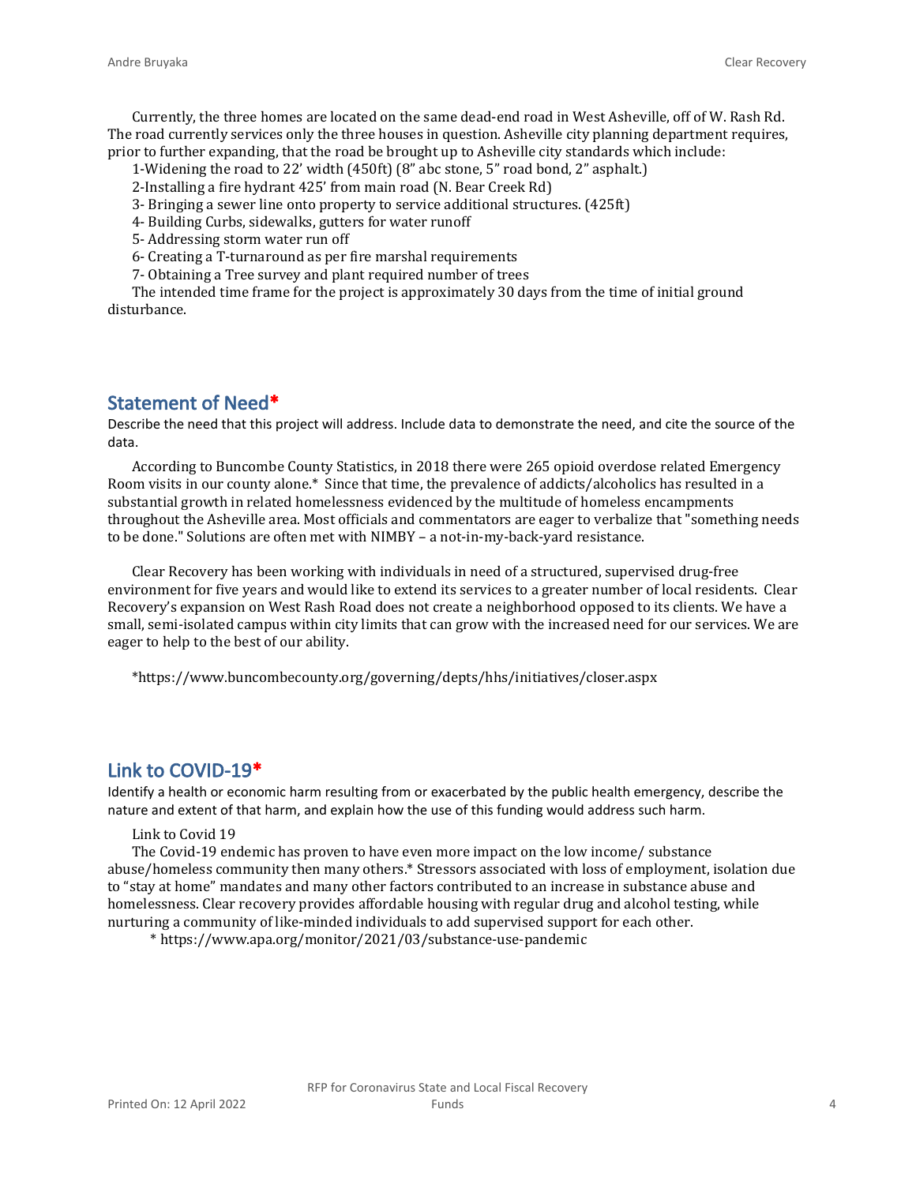Currently, the three homes are located on the same dead-end road in West Asheville, off of W. Rash Rd. The road currently services only the three houses in question. Asheville city planning department requires, prior to further expanding, that the road be brought up to Asheville city standards which include:

1-Widening the road to 22' width (450ft) (8" abc stone, 5" road bond, 2" asphalt.)

2-Installing a fire hydrant 425' from main road (N. Bear Creek Rd)

3- Bringing a sewer line onto property to service additional structures. (425ft)

4- Building Curbs, sidewalks, gutters for water runoff

5- Addressing storm water run off

6- Creating a T-turnaround as per fire marshal requirements

7- Obtaining a Tree survey and plant required number of trees

The intended time frame for the project is approximately 30 days from the time of initial ground disturbance.

## Statement of Need*

Describe the need that this project will address. Include data to demonstrate the need, and cite the source of the data.

According to Buncombe County Statistics, in 2018 there were 265 opioid overdose related Emergency Room visits in our county alone.* Since that time, the prevalence of addicts/alcoholics has resulted in a substantial growth in related homelessness evidenced by the multitude of homeless encampments throughout the Asheville area. Most officials and commentators are eager to verbalize that "something needs to be done." Solutions are often met with NIMBY – a not-in-my-back-yard resistance.

Clear Recovery has been working with individuals in need of a structured, supervised drug-free environment for five years and would like to extend its services to a greater number of local residents. Clear Recovery's expansion on West Rash Road does not create a neighborhood opposed to its clients. We have a small, semi-isolated campus within city limits that can grow with the increased need for our services. We are eager to help to the best of our ability.

*https://www.buncombecounty.org/governing/depts/hhs/initiatives/closer.aspx

## Link to COVID-19*

Identify a health or economic harm resulting from or exacerbated by the public health emergency, describe the nature and extent of that harm, and explain how the use of this funding would address such harm.

Link to Covid 19

The Covid-19 endemic has proven to have even more impact on the low income/ substance abuse/homeless community then many others.* Stressors associated with loss of employment, isolation due to "stay at home" mandates and many other factors contributed to an increase in substance abuse and homelessness. Clear recovery provides affordable housing with regular drug and alcohol testing, while nurturing a community of like-minded individuals to add supervised support for each other.

* https://www.apa.org/monitor/2021/03/substance-use-pandemic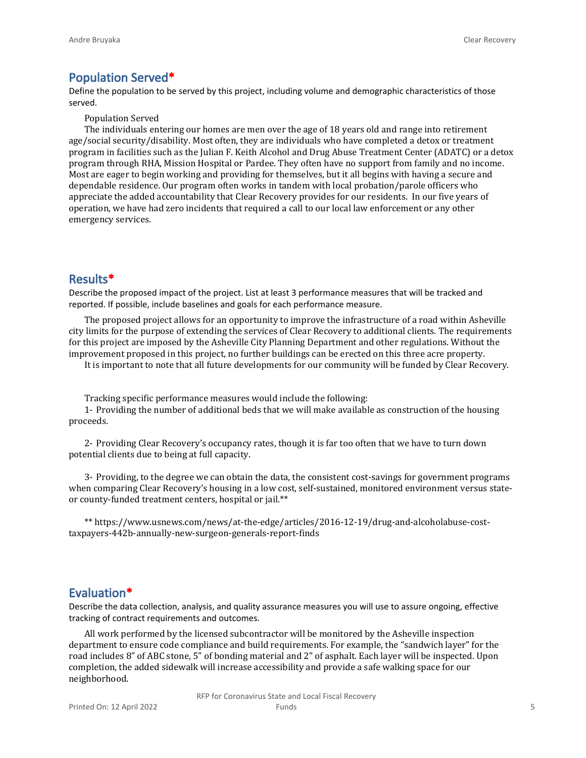## Population Served*

Define the population to be served by this project, including volume and demographic characteristics of those served.

Population Served

The individuals entering our homes are men over the age of 18 years old and range into retirement age/social security/disability. Most often, they are individuals who have completed a detox or treatment program in facilities such as the Julian F. Keith Alcohol and Drug Abuse Treatment Center (ADATC) or a detox program through RHA, Mission Hospital or Pardee. They often have no support from family and no income. Most are eager to begin working and providing for themselves, but it all begins with having a secure and dependable residence. Our program often works in tandem with local probation/parole officers who appreciate the added accountability that Clear Recovery provides for our residents. In our five years of operation, we have had zero incidents that required a call to our local law enforcement or any other emergency services.

## Results*

Describe the proposed impact of the project. List at least 3 performance measures that will be tracked and reported. If possible, include baselines and goals for each performance measure.

The proposed project allows for an opportunity to improve the infrastructure of a road within Asheville city limits for the purpose of extending the services of Clear Recovery to additional clients. The requirements for this project are imposed by the Asheville City Planning Department and other regulations. Without the improvement proposed in this project, no further buildings can be erected on this three acre property.

It is important to note that all future developments for our community will be funded by Clear Recovery.

Tracking specific performance measures would include the following:

1- Providing the number of additional beds that we will make available as construction of the housing proceeds.

2- Providing Clear Recovery's occupancy rates, though it is far too often that we have to turn down potential clients due to being at full capacity.

3- Providing, to the degree we can obtain the data, the consistent cost-savings for government programs when comparing Clear Recovery's housing in a low cost, self-sustained, monitored environment versus state- or county-funded treatment centers, hospital or jail.**

** https://www.usnews.com/news/at-the-edge/articles/2016-12-19/drug-and-alcoholabuse-cost-taxpayers-442b-annually-new-surgeon-generals-report-finds

## Evaluation*

Describe the data collection, analysis, and quality assurance measures you will use to assure ongoing, effective tracking of contract requirements and outcomes.

All work performed by the licensed subcontractor will be monitored by the Asheville inspection department to ensure code compliance and build requirements. For example, the "sandwich layer" for the road includes 8" of ABC stone, 5" of bonding material and 2" of asphalt. Each layer will be inspected. Upon completion, the added sidewalk will increase accessibility and provide a safe walking space for our neighborhood.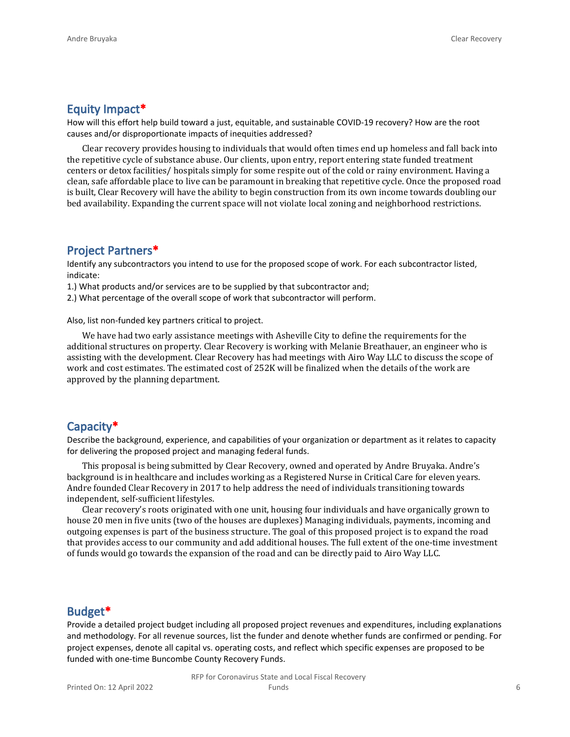## Equity Impact*

How will this effort help build toward a just, equitable, and sustainable COVID-19 recovery? How are the root causes and/or disproportionate impacts of inequities addressed?

Clear recovery provides housing to individuals that would often times end up homeless and fall back into the repetitive cycle of substance abuse. Our clients, upon entry, report entering state funded treatment centers or detox facilities/ hospitals simply for some respite out of the cold or rainy environment. Having a clean, safe affordable place to live can be paramount in breaking that repetitive cycle. Once the proposed road is built, Clear Recovery will have the ability to begin construction from its own income towards doubling our bed availability. Expanding the current space will not violate local zoning and neighborhood restrictions.

## Project Partners*

Identify any subcontractors you intend to use for the proposed scope of work. For each subcontractor listed, indicate:

1.) What products and/or services are to be supplied by that subcontractor and;

2.) What percentage of the overall scope of work that subcontractor will perform.

Also, list non-funded key partners critical to project.

We have had two early assistance meetings with Asheville City to define the requirements for the additional structures on property. Clear Recovery is working with Melanie Breathauer, an engineer who is assisting with the development. Clear Recovery has had meetings with Airo Way LLC to discuss the scope of work and cost estimates. The estimated cost of 252K will be finalized when the details of the work are approved by the planning department.

## Capacity*

Describe the background, experience, and capabilities of your organization or department as it relates to capacity for delivering the proposed project and managing federal funds.

This proposal is being submitted by Clear Recovery, owned and operated by Andre Bruyaka. Andre's background is in healthcare and includes working as a Registered Nurse in Critical Care for eleven years. Andre founded Clear Recovery in 2017 to help address the need of individuals transitioning towards independent, self-sufficient lifestyles.

Clear recovery's roots originated with one unit, housing four individuals and have organically grown to house 20 men in five units (two of the houses are duplexes) Managing individuals, payments, incoming and outgoing expenses is part of the business structure. The goal of this proposed project is to expand the road that provides access to our community and add additional houses. The full extent of the one-time investment of funds would go towards the expansion of the road and can be directly paid to Airo Way LLC.

## Budget*

Provide a detailed project budget including all proposed project revenues and expenditures, including explanations and methodology. For all revenue sources, list the funder and denote whether funds are confirmed or pending. For project expenses, denote all capital vs. operating costs, and reflect which specific expenses are proposed to be funded with one-time Buncombe County Recovery Funds.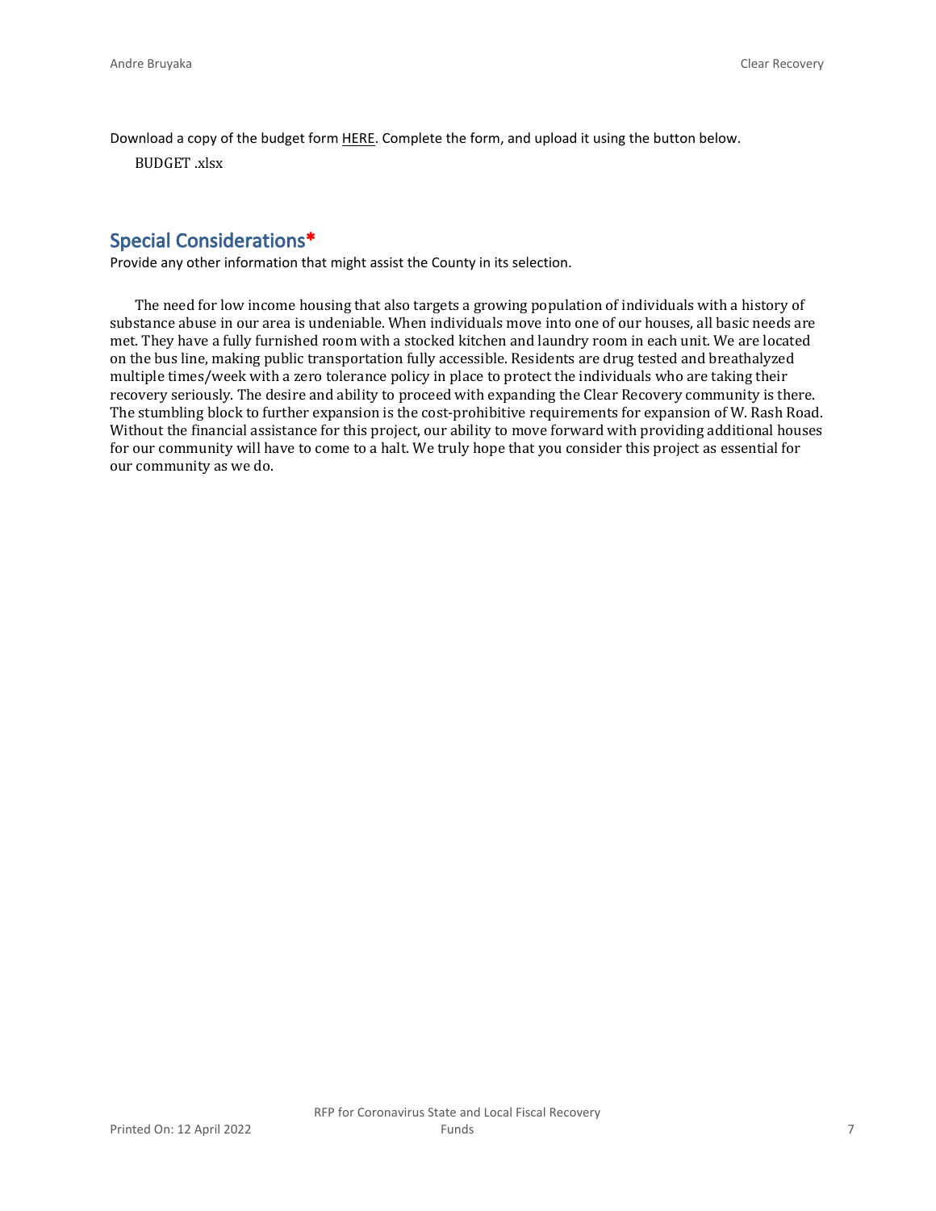Download a copy of the budget form HERE. Complete the form, and upload it using the button below.

BUDGET .xlsx

## Special Considerations*

Provide any other information that might assist the County in its selection.

The need for low income housing that also targets a growing population of individuals with a history of substance abuse in our area is undeniable. When individuals move into one of our houses, all basic needs are met. They have a fully furnished room with a stocked kitchen and laundry room in each unit. We are located on the bus line, making public transportation fully accessible. Residents are drug tested and breathalyzed multiple times/week with a zero tolerance policy in place to protect the individuals who are taking their recovery seriously. The desire and ability to proceed with expanding the Clear Recovery community is there. The stumbling block to further expansion is the cost-prohibitive requirements for expansion of W. Rash Road. Without the financial assistance for this project, our ability to move forward with providing additional houses for our community will have to come to a halt. We truly hope that you consider this project as essential for our community as we do.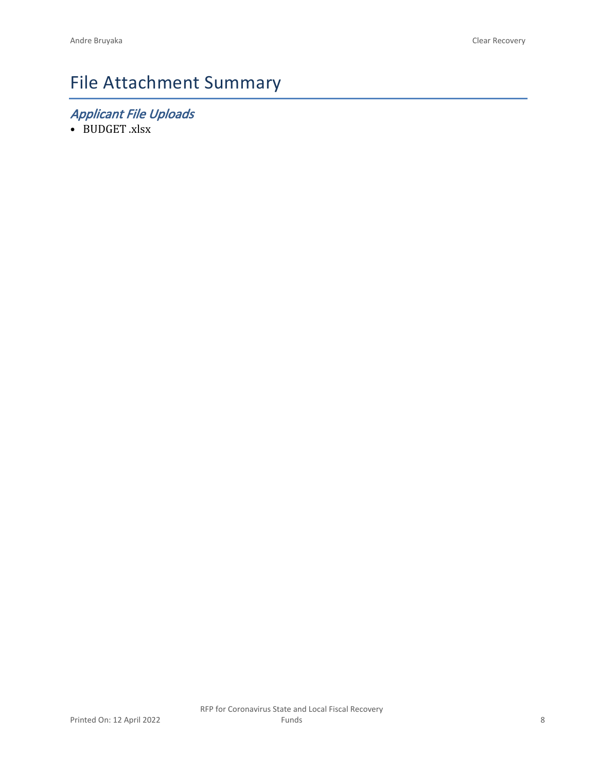# File Attachment Summary

## *Applicant File Uploads*

- BUDGET .xlsx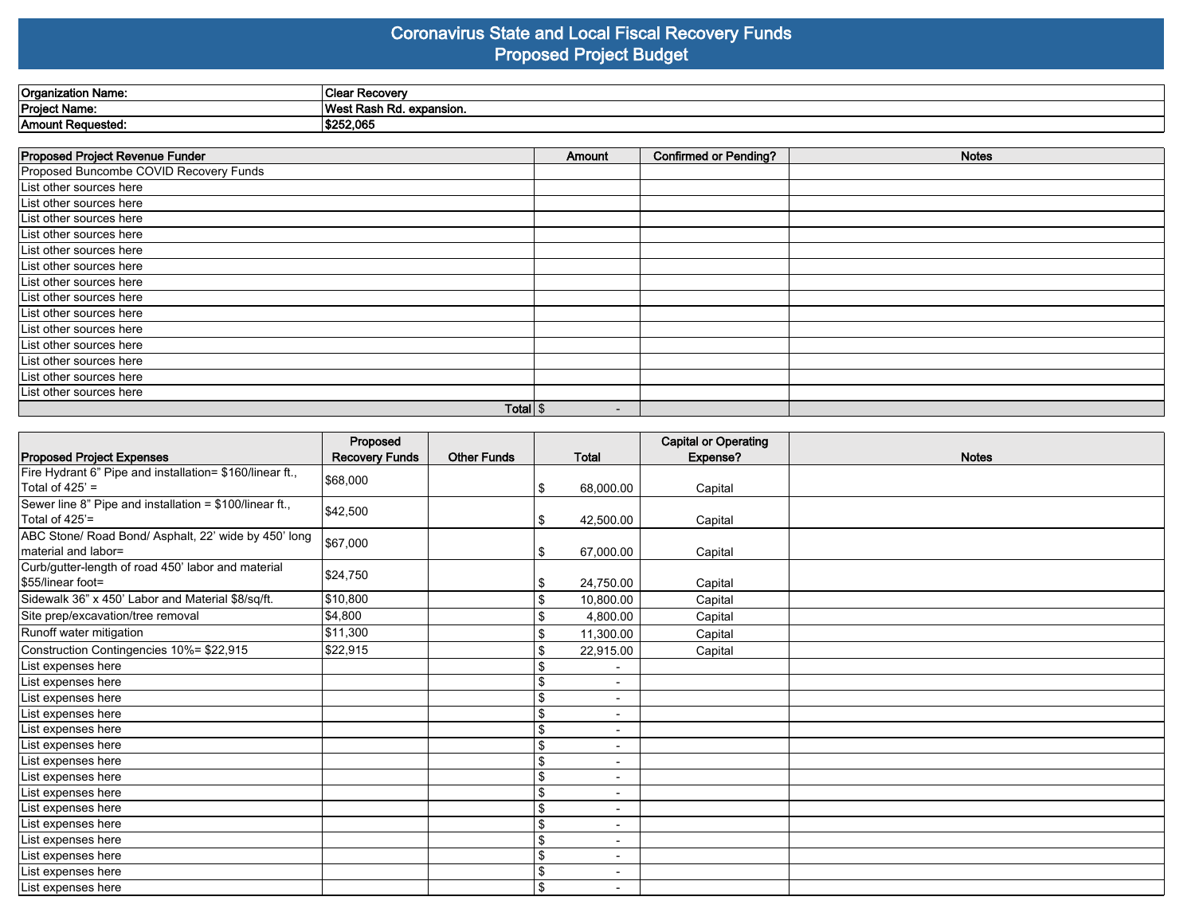# Coronavirus State and Local Fiscal Recovery Funds
## Proposed Project Budget

| | |
|---|---|
| **Organization Name:** | Clear Recovery |
| **Project Name:** | West Rash Rd. expansion. |
| **Amount Requested:** | $252,065 |

| Proposed Project Revenue Funder | Amount | Confirmed or Pending? | Notes |
|---|---|---|---|
| Proposed Buncombe COVID Recovery Funds | | | |
| List other sources here | | | |
| List other sources here | | | |
| List other sources here | | | |
| List other sources here | | | |
| List other sources here | | | |
| List other sources here | | | |
| List other sources here | | | |
| List other sources here | | | |
| List other sources here | | | |
| List other sources here | | | |
| List other sources here | | | |
| List other sources here | | | |
| List other sources here | | | |
| List other sources here | | | |
| Total | $ - | | |

| Proposed Project Expenses | Proposed Recovery Funds | Other Funds | Total | Capital or Operating Expense? | Notes |
|---|---|---|---|---|---|
| Fire Hydrant 6" Pipe and installation= $160/linear ft., Total of 425' = | $68,000 | | $ 68,000.00 | Capital | |
| Sewer line 8" Pipe and installation = $100/linear ft., Total of 425'= | $42,500 | | $ 42,500.00 | Capital | |
| ABC Stone/ Road Bond/ Asphalt, 22' wide by 450' long material and labor= | $67,000 | | $ 67,000.00 | Capital | |
| Curb/gutter-length of road 450' labor and material $55/linear foot= | $24,750 | | $ 24,750.00 | Capital | |
| Sidewalk 36" x 450' Labor and Material $8/sq/ft. | $10,800 | | $ 10,800.00 | Capital | |
| Site prep/excavation/tree removal | $4,800 | | $ 4,800.00 | Capital | |
| Runoff water mitigation | $11,300 | | $ 11,300.00 | Capital | |
| Construction Contingencies 10%= $22,915 | $22,915 | | $ 22,915.00 | Capital | |
| List expenses here | | | $ - | | |
| List expenses here | | | $ - | | |
| List expenses here | | | $ - | | |
| List expenses here | | | $ - | | |
| List expenses here | | | $ - | | |
| List expenses here | | | $ - | | |
| List expenses here | | | $ - | | |
| List expenses here | | | $ - | | |
| List expenses here | | | $ - | | |
| List expenses here | | | $ - | | |
| List expenses here | | | $ - | | |
| List expenses here | | | $ - | | |
| List expenses here | | | $ - | | |
| List expenses here | | | $ - | | |
| List expenses here | | | $ - | | |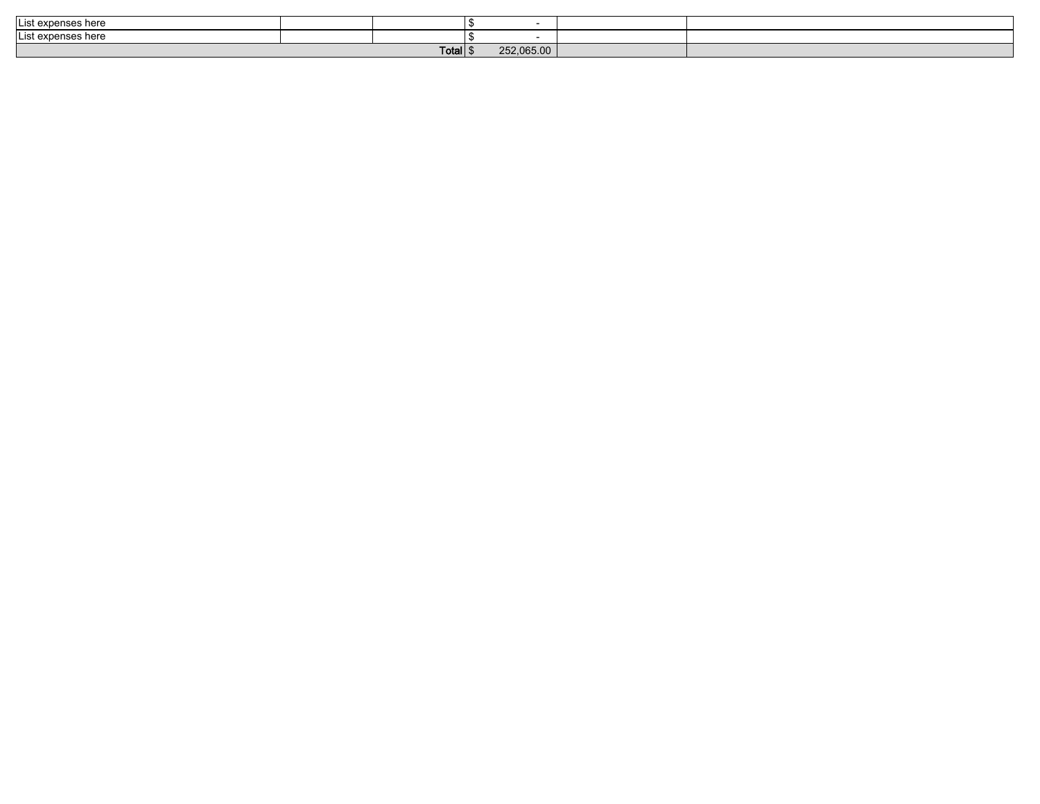| | | | | | |
|---|---|---|---|---|---|
| List expenses here | | | $ - | | |
| List expenses here | | | $ - | | |
| | | Total | $ 252,065.00 | | |